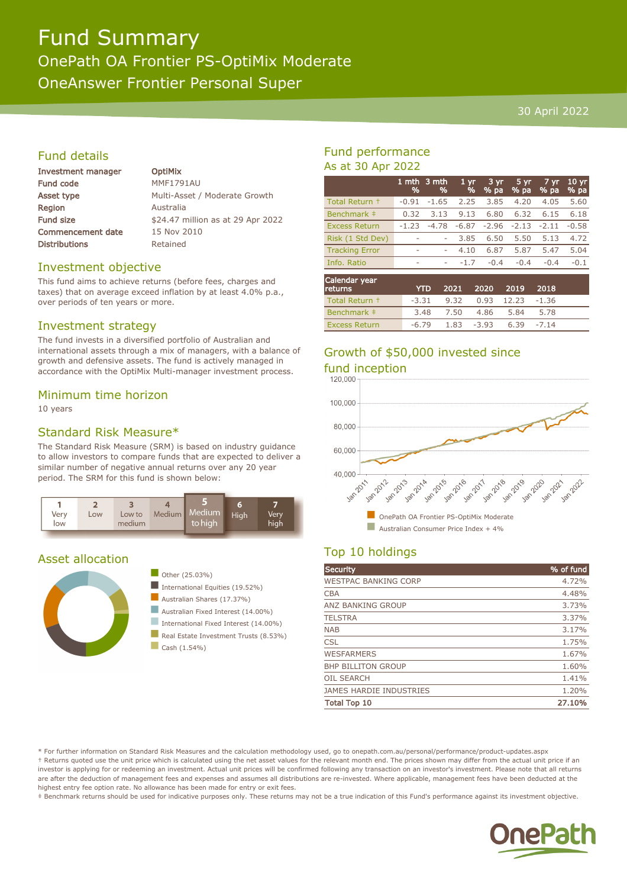# Fund Summary

## OnePath OA Frontier PS-OptiMix Moderate

## OneAnswer Frontier Personal Super

30 April 2022

## Fund details

| | |
|---|---|
| **Investment manager** | **OptiMix** |
| **Fund code** | MMF1791AU |
| **Asset type** | Multi-Asset / Moderate Growth |
| **Region** | Australia |
| **Fund size** | $24.47 million as at 29 Apr 2022 |
| **Commencement date** | 15 Nov 2010 |
| **Distributions** | Retained |

## Investment objective

This fund aims to achieve returns (before fees, charges and taxes) that on average exceed inflation by at least 4.0% p.a., over periods of ten years or more.

## Investment strategy

The fund invests in a diversified portfolio of Australian and international assets through a mix of managers, with a balance of growth and defensive assets. The fund is actively managed in accordance with the OptiMix Multi-manager investment process.

## Minimum time horizon

10 years

## Standard Risk Measure*

The Standard Risk Measure (SRM) is based on industry guidance to allow investors to compare funds that are expected to deliver a similar number of negative annual returns over any 20 year period. The SRM for this fund is shown below:

| 1 Very low | 2 Low | 3 Low to medium | 4 Medium | **5 Medium to high** | 6 High | 7 Very high |
|---|---|---|---|---|---|---|

## Asset allocation

- Other (25.03%)
- International Equities (19.52%)
- Australian Shares (17.37%)
- Australian Fixed Interest (14.00%)
- International Fixed Interest (14.00%)
- Real Estate Investment Trusts (8.53%)
- Cash (1.54%)

## Fund performance

As at 30 Apr 2022

| | 1 mth % | 3 mth % | 1 yr % | 3 yr % pa | 5 yr % pa | 7 yr % pa | 10 yr % pa |
|---|---|---|---|---|---|---|---|
| Total Return † | -0.91 | -1.65 | 2.25 | 3.85 | 4.20 | 4.05 | 5.60 |
| Benchmark ‡ | 0.32 | 3.13 | 9.13 | 6.80 | 6.32 | 6.15 | 6.18 |
| Excess Return | -1.23 | -4.78 | -6.87 | -2.96 | -2.13 | -2.11 | -0.58 |
| Risk (1 Std Dev) | - | - | 3.85 | 6.50 | 5.50 | 5.13 | 4.72 |
| Tracking Error | - | - | 4.10 | 6.87 | 5.87 | 5.47 | 5.04 |
| Info. Ratio | - | - | -1.7 | -0.4 | -0.4 | -0.4 | -0.1 |

| Calendar year returns | YTD | 2021 | 2020 | 2019 | 2018 |
|---|---|---|---|---|---|
| Total Return † | -3.31 | 9.32 | 0.93 | 12.23 | -1.36 |
| Benchmark ‡ | 3.48 | 7.50 | 4.86 | 5.84 | 5.78 |
| Excess Return | -6.79 | 1.83 | -3.93 | 6.39 | -7.14 |

## Growth of $50,000 invested since fund inception

- OnePath OA Frontier PS-OptiMix Moderate
- Australian Consumer Price Index + 4%

## Top 10 holdings

| Security | % of fund |
|---|---|
| WESTPAC BANKING CORP | 4.72% |
| CBA | 4.48% |
| ANZ BANKING GROUP | 3.73% |
| TELSTRA | 3.37% |
| NAB | 3.17% |
| CSL | 1.75% |
| WESFARMERS | 1.67% |
| BHP BILLITON GROUP | 1.60% |
| OIL SEARCH | 1.41% |
| JAMES HARDIE INDUSTRIES | 1.20% |
| **Total Top 10** | **27.10%** |

* For further information on Standard Risk Measures and the calculation methodology used, go to onepath.com.au/personal/performance/product-updates.aspx

† Returns quoted use the unit price which is calculated using the net asset values for the relevant month end. The prices shown may differ from the actual unit price if an investor is applying for or redeeming an investment. Actual unit prices will be confirmed following any transaction on an investor's investment. Please note that all returns are after the deduction of management fees and expenses and assumes all distributions are re-invested. Where applicable, management fees have been deducted at the highest entry fee option rate. No allowance has been made for entry or exit fees.

‡ Benchmark returns should be used for indicative purposes only. These returns may not be a true indication of this Fund's performance against its investment objective.

OnePath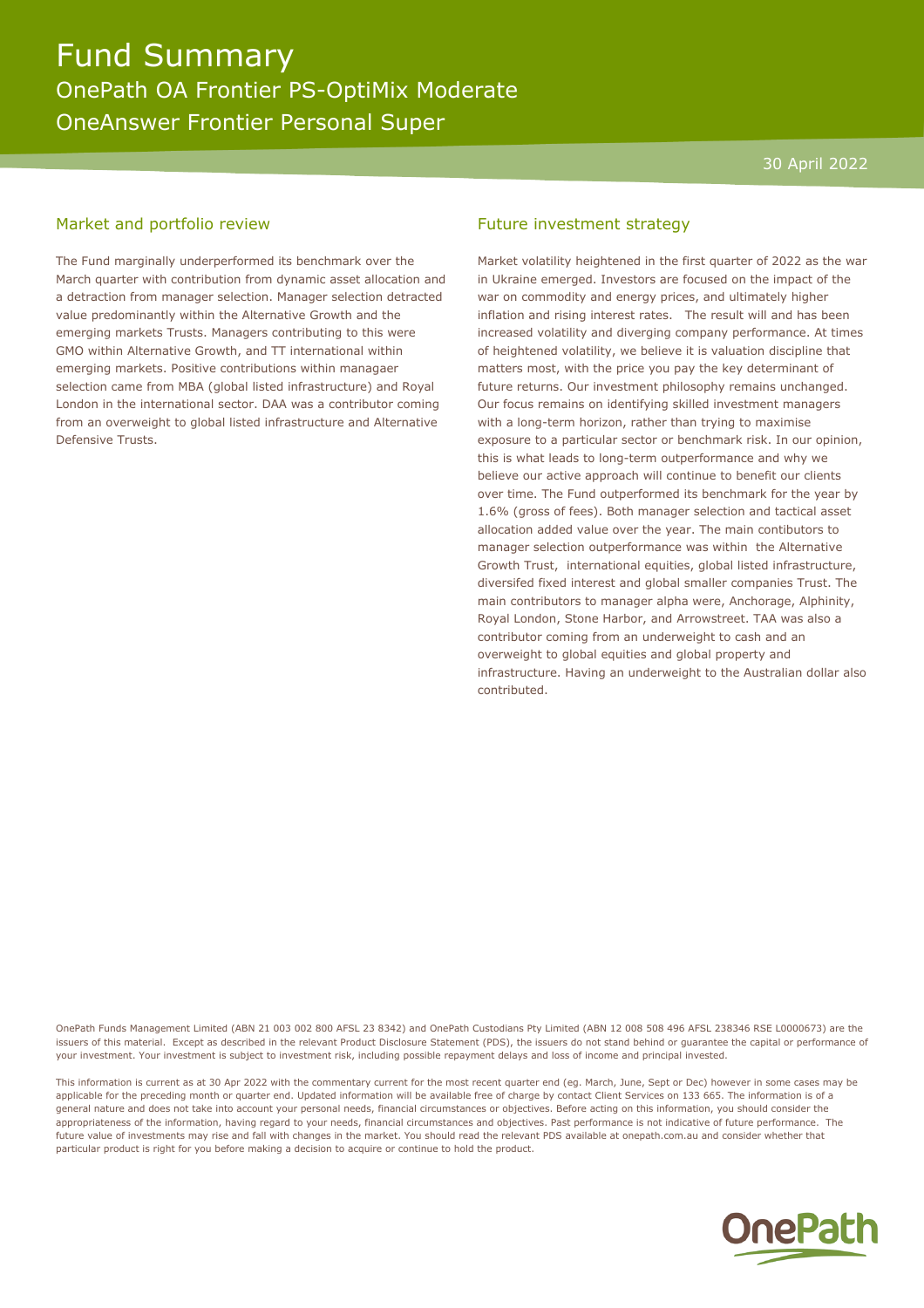# Fund Summary

## OnePath OA Frontier PS-OptiMix Moderate

## OneAnswer Frontier Personal Super

30 April 2022

### Market and portfolio review

The Fund marginally underperformed its benchmark over the March quarter with contribution from dynamic asset allocation and a detraction from manager selection. Manager selection detracted value predominantly within the Alternative Growth and the emerging markets Trusts. Managers contributing to this were GMO within Alternative Growth, and TT international within emerging markets. Positive contributions within managaer selection came from MBA (global listed infrastructure) and Royal London in the international sector. DAA was a contributor coming from an overweight to global listed infrastructure and Alternative Defensive Trusts.

### Future investment strategy

Market volatility heightened in the first quarter of 2022 as the war in Ukraine emerged. Investors are focused on the impact of the war on commodity and energy prices, and ultimately higher inflation and rising interest rates. The result will and has been increased volatility and diverging company performance. At times of heightened volatility, we believe it is valuation discipline that matters most, with the price you pay the key determinant of future returns. Our investment philosophy remains unchanged. Our focus remains on identifying skilled investment managers with a long-term horizon, rather than trying to maximise exposure to a particular sector or benchmark risk. In our opinion, this is what leads to long-term outperformance and why we believe our active approach will continue to benefit our clients over time. The Fund outperformed its benchmark for the year by 1.6% (gross of fees). Both manager selection and tactical asset allocation added value over the year. The main contibutors to manager selection outperformance was within the Alternative Growth Trust, international equities, global listed infrastructure, diversifed fixed interest and global smaller companies Trust. The main contributors to manager alpha were, Anchorage, Alphinity, Royal London, Stone Harbor, and Arrowstreet. TAA was also a contributor coming from an underweight to cash and an overweight to global equities and global property and infrastructure. Having an underweight to the Australian dollar also contributed.

OnePath Funds Management Limited (ABN 21 003 002 800 AFSL 23 8342) and OnePath Custodians Pty Limited (ABN 12 008 508 496 AFSL 238346 RSE L0000673) are the issuers of this material. Except as described in the relevant Product Disclosure Statement (PDS), the issuers do not stand behind or guarantee the capital or performance of your investment. Your investment is subject to investment risk, including possible repayment delays and loss of income and principal invested.

This information is current as at 30 Apr 2022 with the commentary current for the most recent quarter end (eg. March, June, Sept or Dec) however in some cases may be applicable for the preceding month or quarter end. Updated information will be available free of charge by contact Client Services on 133 665. The information is of a general nature and does not take into account your personal needs, financial circumstances or objectives. Before acting on this information, you should consider the appropriateness of the information, having regard to your needs, financial circumstances and objectives. Past performance is not indicative of future performance. The future value of investments may rise and fall with changes in the market. You should read the relevant PDS available at onepath.com.au and consider whether that particular product is right for you before making a decision to acquire or continue to hold the product.

OnePath